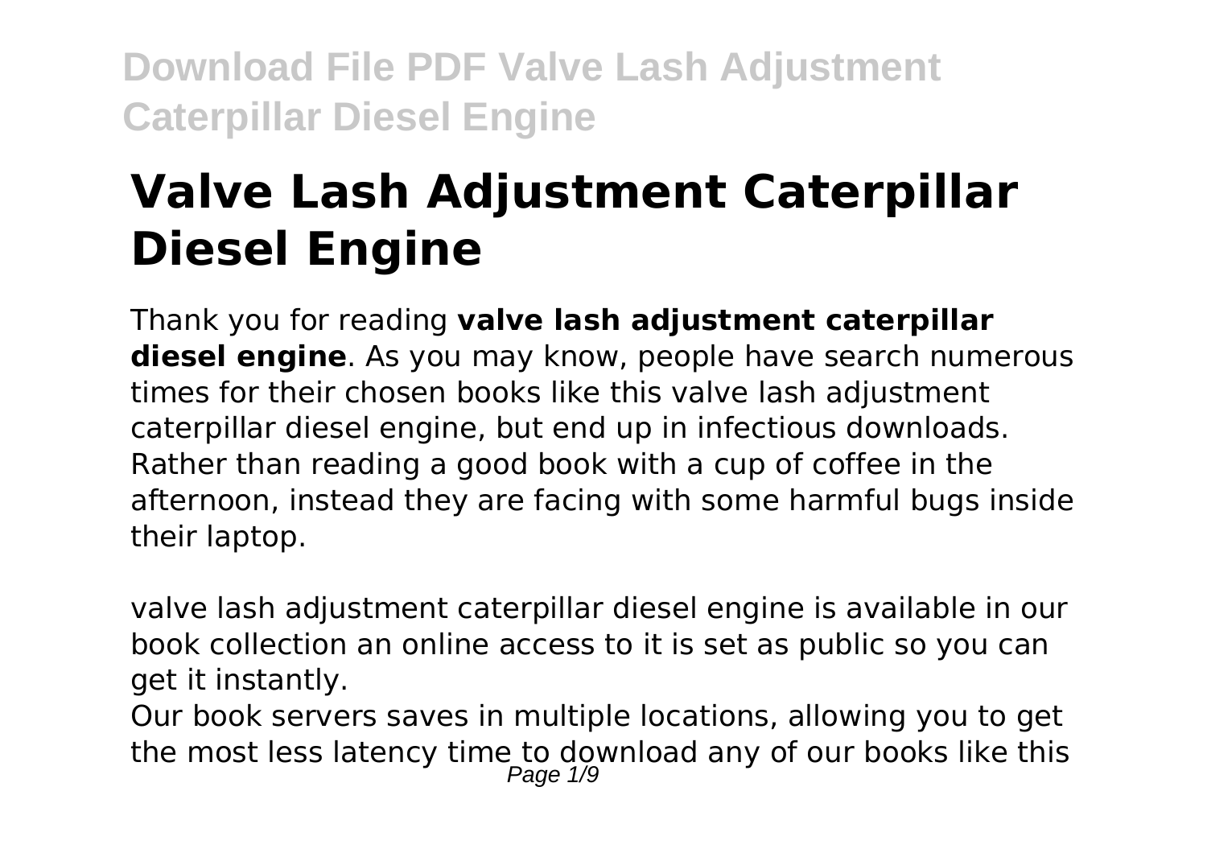# Valve Lash Adjustment Caterpillar Diesel Engine

Thank you for reading **valve lash adjustment caterpillar diesel engine**. As you may know, people have search numerous times for their chosen books like this valve lash adjustment caterpillar diesel engine, but end up in infectious downloads. Rather than reading a good book with a cup of coffee in the afternoon, instead they are facing with some harmful bugs inside their laptop.

valve lash adjustment caterpillar diesel engine is available in our book collection an online access to it is set as public so you can get it instantly.

Our book servers saves in multiple locations, allowing you to get the most less latency time to download any of our books like this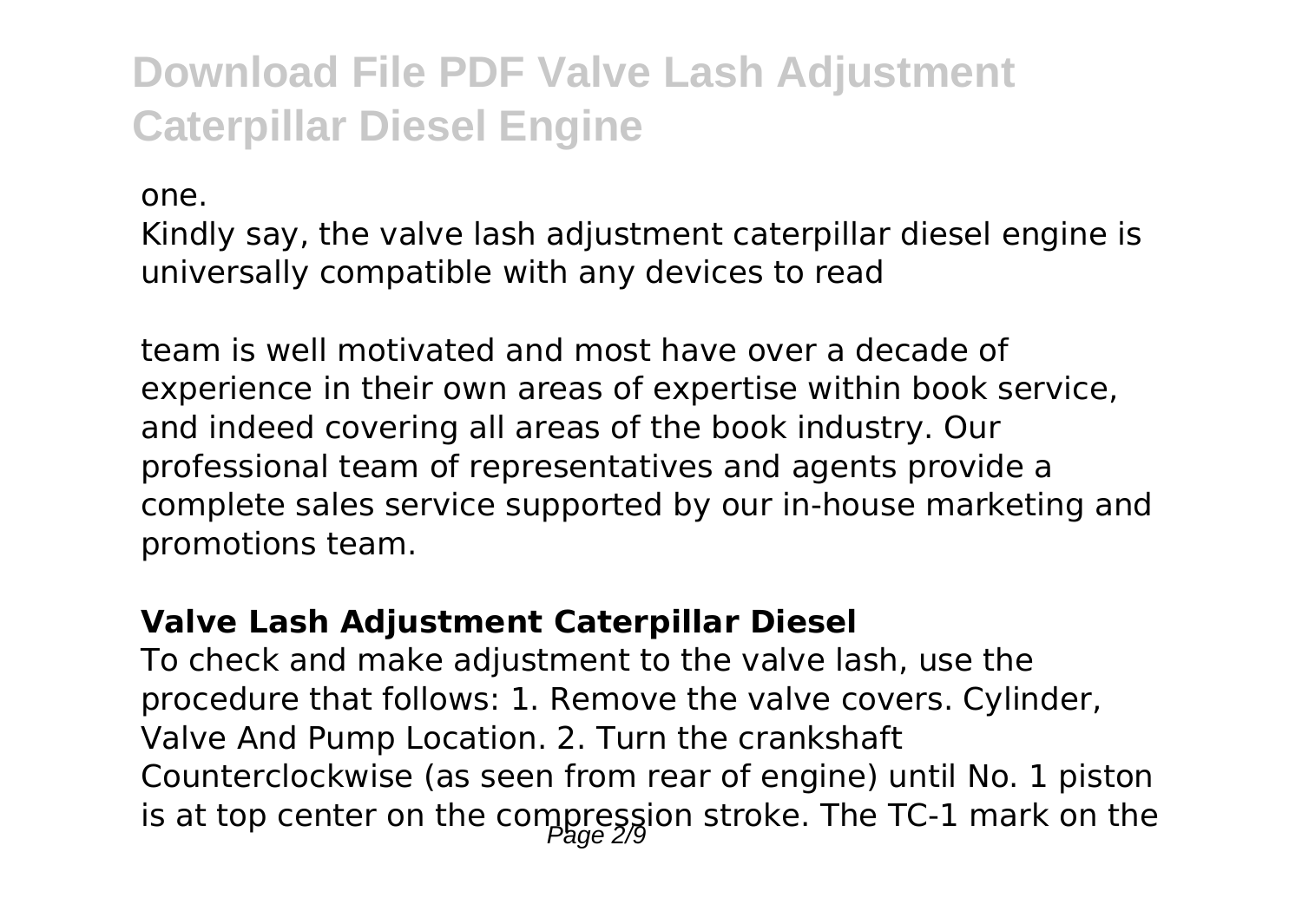one.

Kindly say, the valve lash adjustment caterpillar diesel engine is universally compatible with any devices to read

team is well motivated and most have over a decade of experience in their own areas of expertise within book service, and indeed covering all areas of the book industry. Our professional team of representatives and agents provide a complete sales service supported by our in-house marketing and promotions team.

### Valve Lash Adjustment Caterpillar Diesel

To check and make adjustment to the valve lash, use the procedure that follows: 1. Remove the valve covers. Cylinder, Valve And Pump Location. 2. Turn the crankshaft Counterclockwise (as seen from rear of engine) until No. 1 piston is at top center on the compression stroke. The TC-1 mark on the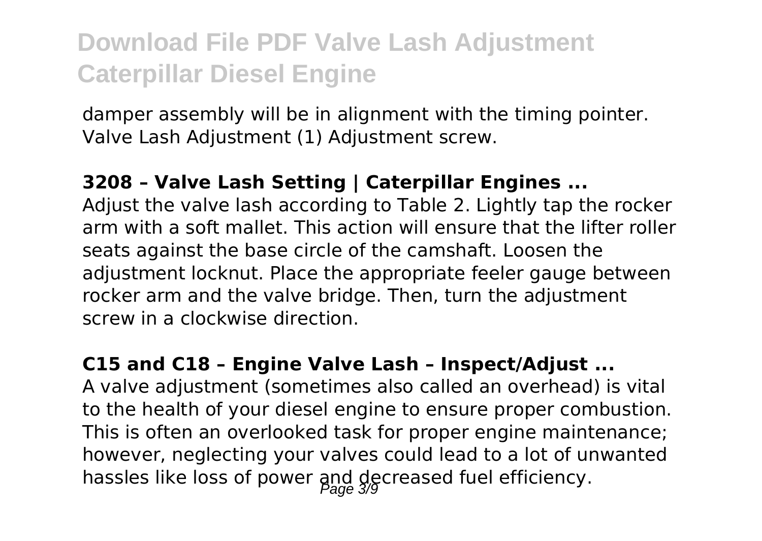damper assembly will be in alignment with the timing pointer. Valve Lash Adjustment (1) Adjustment screw.

**3208 – Valve Lash Setting | Caterpillar Engines ...**

Adjust the valve lash according to Table 2. Lightly tap the rocker arm with a soft mallet. This action will ensure that the lifter roller seats against the base circle of the camshaft. Loosen the adjustment locknut. Place the appropriate feeler gauge between rocker arm and the valve bridge. Then, turn the adjustment screw in a clockwise direction.

**C15 and C18 – Engine Valve Lash – Inspect/Adjust ...**

A valve adjustment (sometimes also called an overhead) is vital to the health of your diesel engine to ensure proper combustion. This is often an overlooked task for proper engine maintenance; however, neglecting your valves could lead to a lot of unwanted hassles like loss of power and decreased fuel efficiency.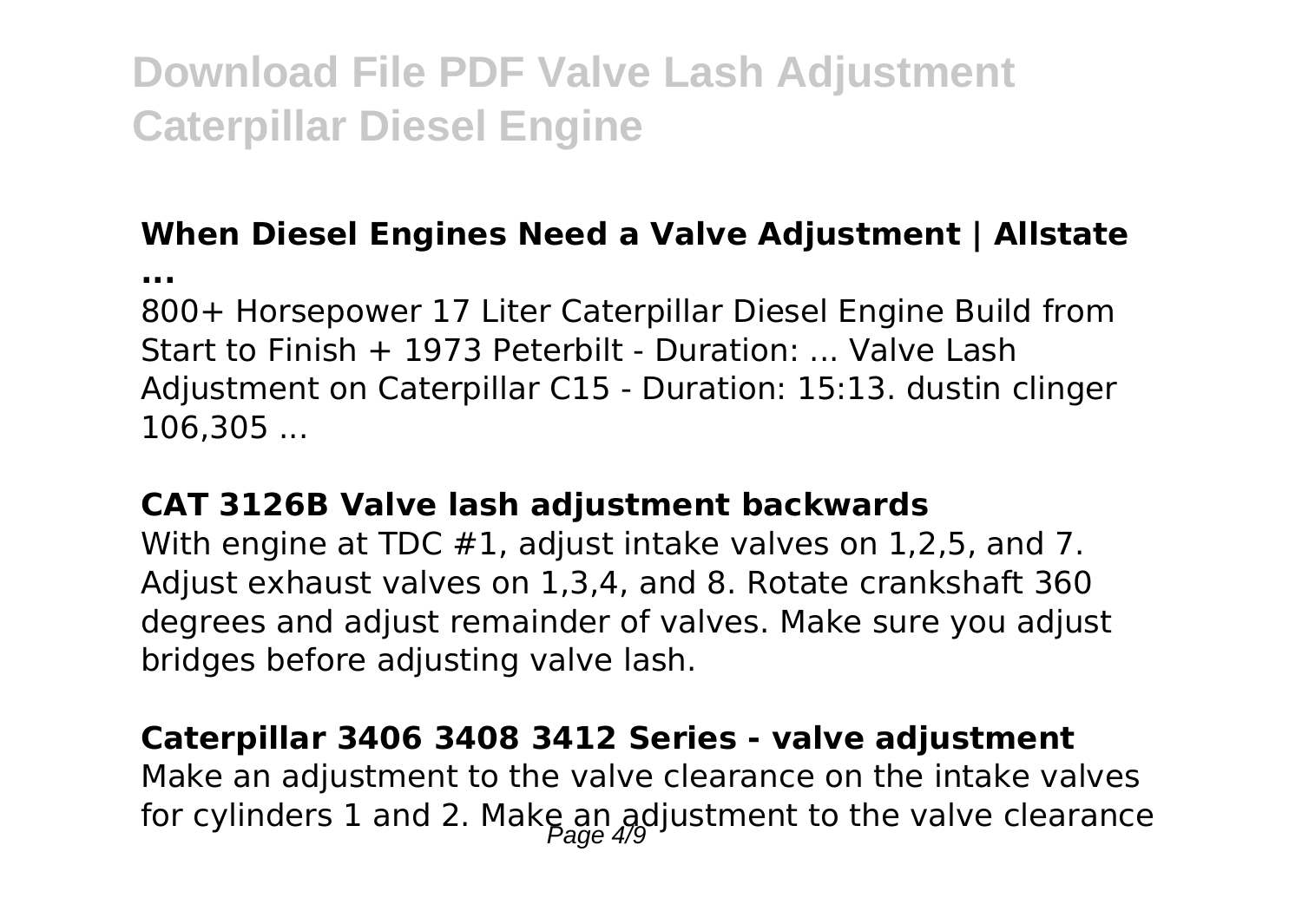# Download File PDF Valve Lash Adjustment Caterpillar Diesel Engine

### When Diesel Engines Need a Valve Adjustment | Allstate ...

800+ Horsepower 17 Liter Caterpillar Diesel Engine Build from Start to Finish + 1973 Peterbilt - Duration: ... Valve Lash Adjustment on Caterpillar C15 - Duration: 15:13. dustin clinger 106,305 ...

### CAT 3126B Valve lash adjustment backwards

With engine at TDC #1, adjust intake valves on 1,2,5, and 7. Adjust exhaust valves on 1,3,4, and 8. Rotate crankshaft 360 degrees and adjust remainder of valves. Make sure you adjust bridges before adjusting valve lash.

### Caterpillar 3406 3408 3412 Series - valve adjustment

Make an adjustment to the valve clearance on the intake valves for cylinders 1 and 2. Make an adjustment to the valve clearance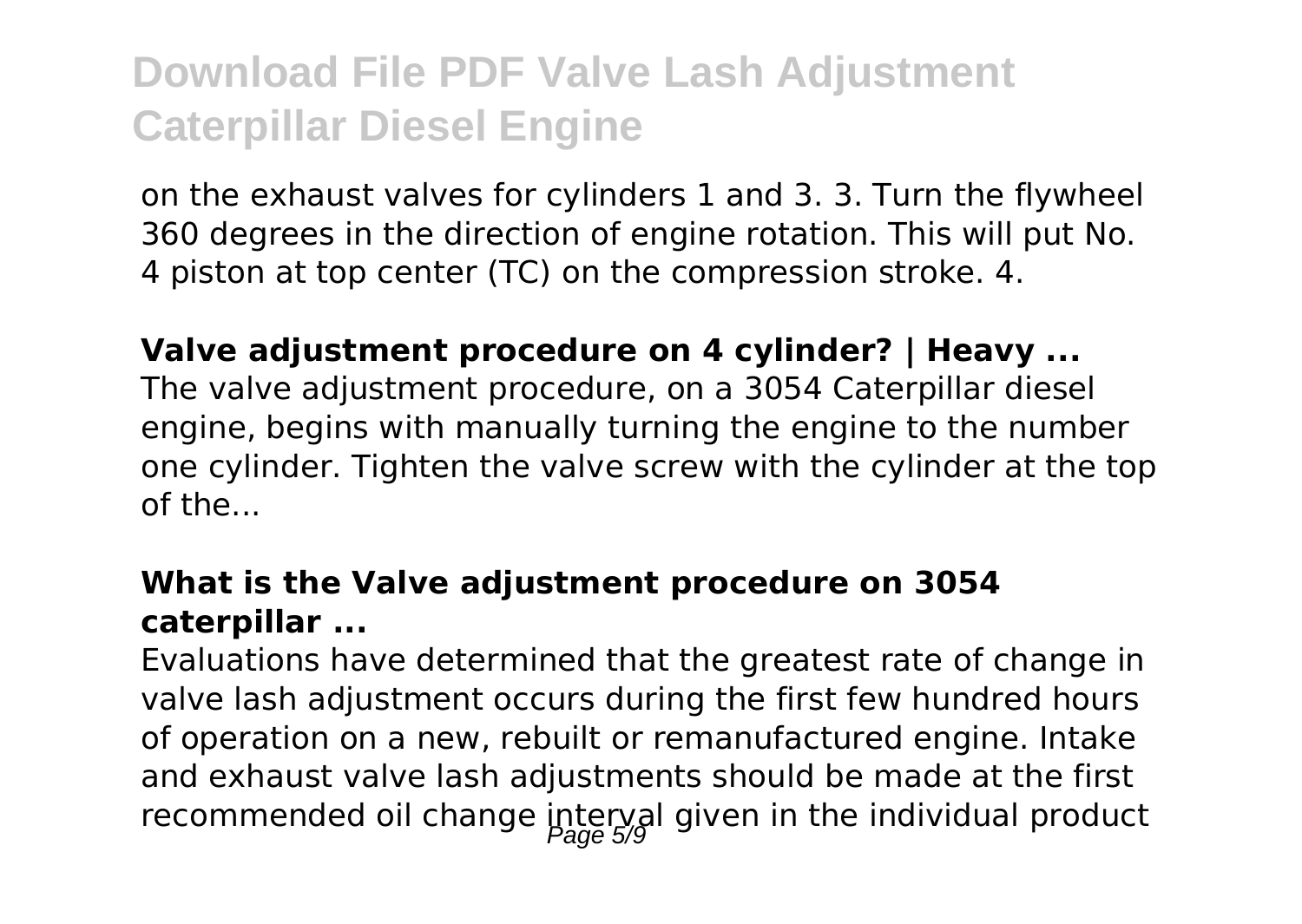on the exhaust valves for cylinders 1 and 3. 3. Turn the flywheel 360 degrees in the direction of engine rotation. This will put No. 4 piston at top center (TC) on the compression stroke. 4.

**Valve adjustment procedure on 4 cylinder? | Heavy ...**

The valve adjustment procedure, on a 3054 Caterpillar diesel engine, begins with manually turning the engine to the number one cylinder. Tighten the valve screw with the cylinder at the top of the...

**What is the Valve adjustment procedure on 3054 caterpillar ...**

Evaluations have determined that the greatest rate of change in valve lash adjustment occurs during the first few hundred hours of operation on a new, rebuilt or remanufactured engine. Intake and exhaust valve lash adjustments should be made at the first recommended oil change interval given in the individual product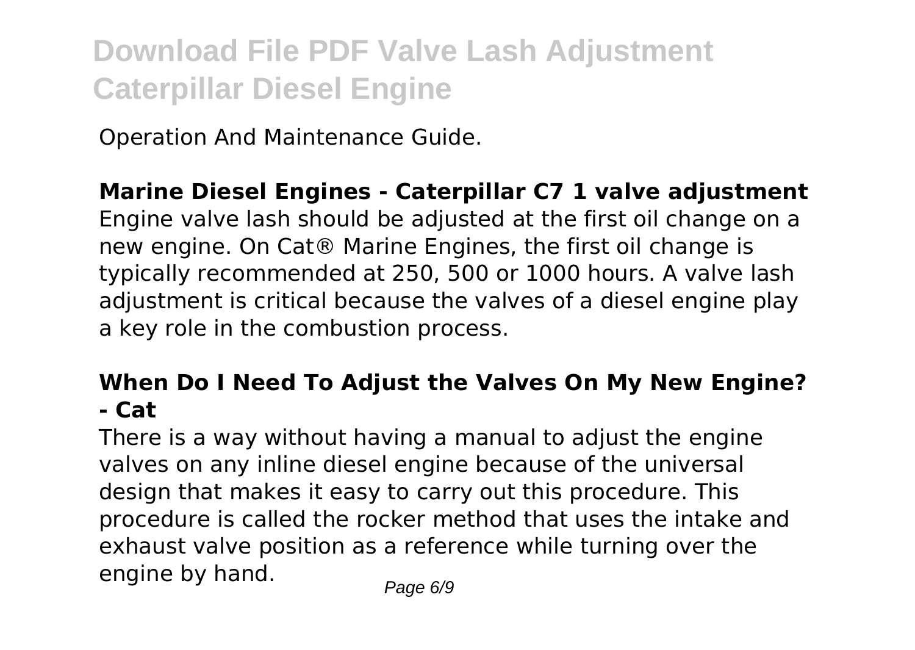Operation And Maintenance Guide.

**Marine Diesel Engines - Caterpillar C7 1 valve adjustment**

Engine valve lash should be adjusted at the first oil change on a new engine. On Cat® Marine Engines, the first oil change is typically recommended at 250, 500 or 1000 hours. A valve lash adjustment is critical because the valves of a diesel engine play a key role in the combustion process.

**When Do I Need To Adjust the Valves On My New Engine? - Cat**

There is a way without having a manual to adjust the engine valves on any inline diesel engine because of the universal design that makes it easy to carry out this procedure. This procedure is called the rocker method that uses the intake and exhaust valve position as a reference while turning over the engine by hand.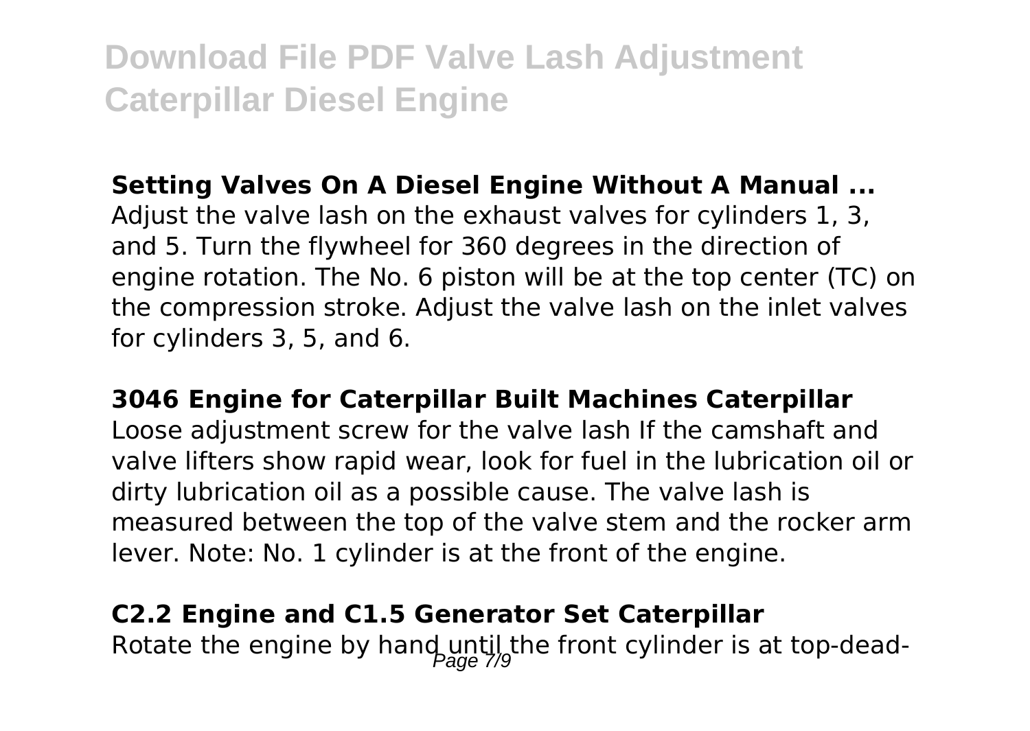**Setting Valves On A Diesel Engine Without A Manual ...**

Adjust the valve lash on the exhaust valves for cylinders 1, 3, and 5. Turn the flywheel for 360 degrees in the direction of engine rotation. The No. 6 piston will be at the top center (TC) on the compression stroke. Adjust the valve lash on the inlet valves for cylinders 3, 5, and 6.

**3046 Engine for Caterpillar Built Machines Caterpillar**

Loose adjustment screw for the valve lash If the camshaft and valve lifters show rapid wear, look for fuel in the lubrication oil or dirty lubrication oil as a possible cause. The valve lash is measured between the top of the valve stem and the rocker arm lever. Note: No. 1 cylinder is at the front of the engine.

**C2.2 Engine and C1.5 Generator Set Caterpillar**

Rotate the engine by hand until the front cylinder is at top-dead-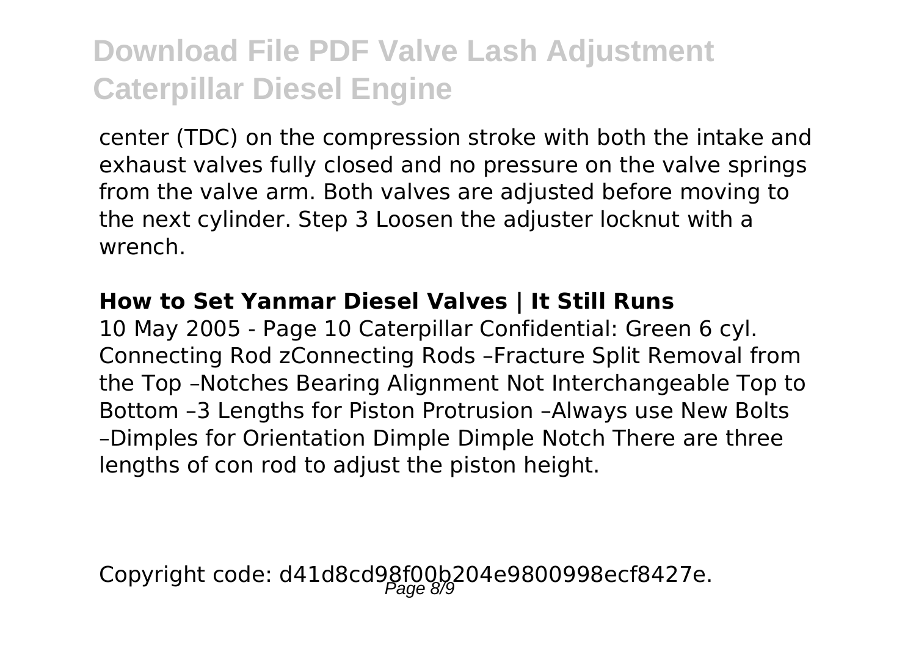center (TDC) on the compression stroke with both the intake and exhaust valves fully closed and no pressure on the valve springs from the valve arm. Both valves are adjusted before moving to the next cylinder. Step 3 Loosen the adjuster locknut with a wrench.

**How to Set Yanmar Diesel Valves | It Still Runs**

10 May 2005 - Page 10 Caterpillar Confidential: Green 6 cyl. Connecting Rod zConnecting Rods –Fracture Split Removal from the Top –Notches Bearing Alignment Not Interchangeable Top to Bottom –3 Lengths for Piston Protrusion –Always use New Bolts –Dimples for Orientation Dimple Dimple Notch There are three lengths of con rod to adjust the piston height.

Copyright code: d41d8cd98f00b204e9800998ecf8427e.